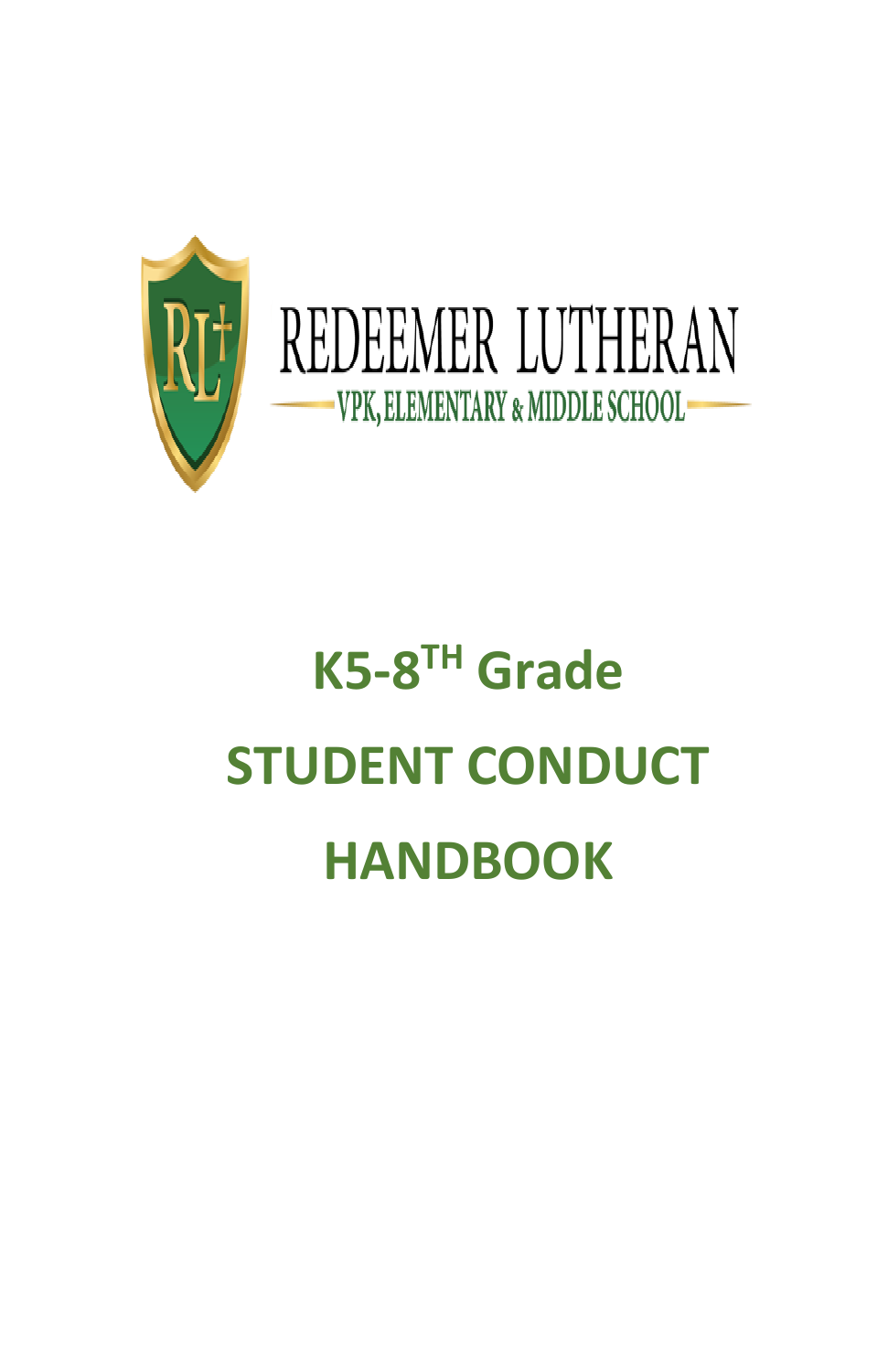REDEEMER LUTHERAN

VPK, ELEMENTARY & MIDDLE SCHOOL

# K5-8TH Grade

# STUDENT CONDUCT

# HANDBOOK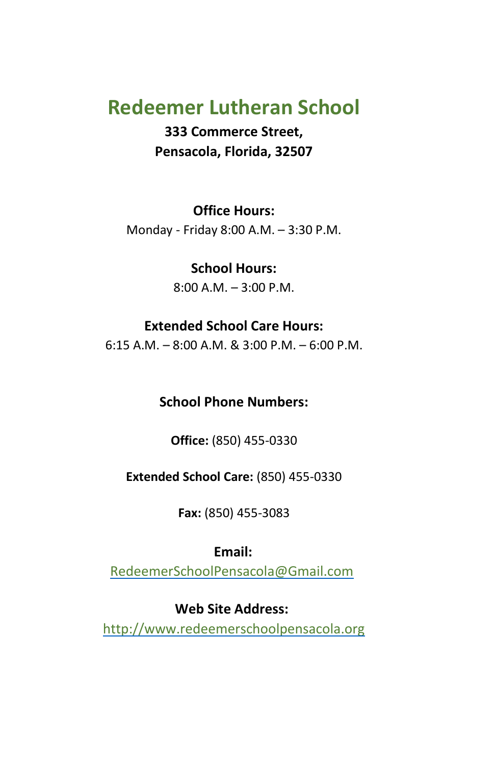# Redeemer Lutheran School

**333 Commerce Street,**
**Pensacola, Florida, 32507**

**Office Hours:**
Monday - Friday 8:00 A.M. – 3:30 P.M.

**School Hours:**
8:00 A.M. – 3:00 P.M.

**Extended School Care Hours:**
6:15 A.M. – 8:00 A.M. & 3:00 P.M. – 6:00 P.M.

**School Phone Numbers:**

**Office:** (850) 455-0330

**Extended School Care:** (850) 455-0330

**Fax:** (850) 455-3083

**Email:**
RedeemerSchoolPensacola@Gmail.com

**Web Site Address:**
http://www.redeemerschoolpensacola.org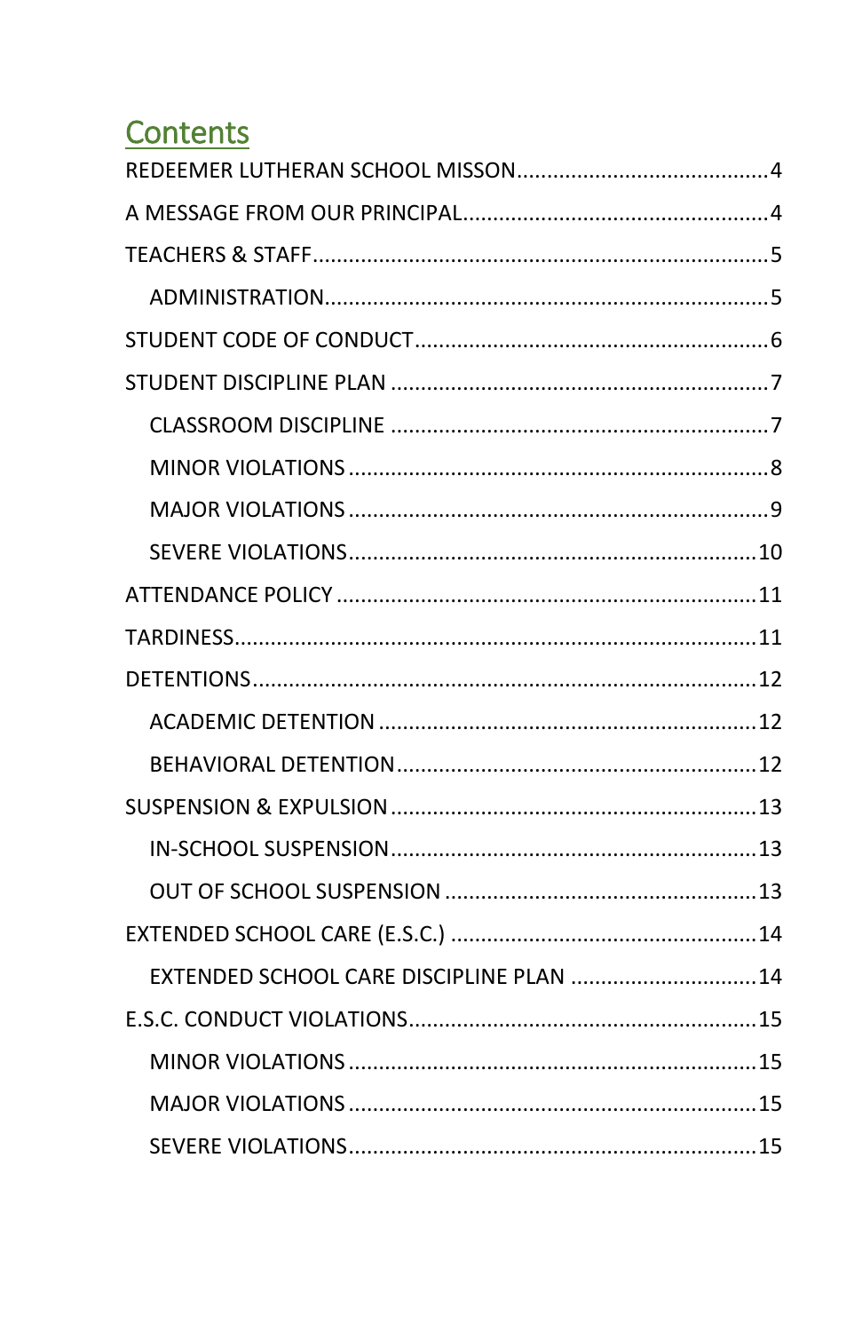## Contents

- REDEEMER LUTHERAN SCHOOL MISSON........................................4
- A MESSAGE FROM OUR PRINCIPAL........................................4
- TEACHERS & STAFF........................................5
  - ADMINISTRATION........................................5
- STUDENT CODE OF CONDUCT........................................6
- STUDENT DISCIPLINE PLAN........................................7
  - CLASSROOM DISCIPLINE........................................7
  - MINOR VIOLATIONS........................................8
  - MAJOR VIOLATIONS........................................9
  - SEVERE VIOLATIONS........................................10
- ATTENDANCE POLICY........................................11
- TARDINESS........................................11
- DETENTIONS........................................12
  - ACADEMIC DETENTION........................................12
  - BEHAVIORAL DETENTION........................................12
- SUSPENSION & EXPULSION........................................13
  - IN-SCHOOL SUSPENSION........................................13
  - OUT OF SCHOOL SUSPENSION........................................13
- EXTENDED SCHOOL CARE (E.S.C.)........................................14
  - EXTENDED SCHOOL CARE DISCIPLINE PLAN........................................14
- E.S.C. CONDUCT VIOLATIONS........................................15
  - MINOR VIOLATIONS........................................15
  - MAJOR VIOLATIONS........................................15
  - SEVERE VIOLATIONS........................................15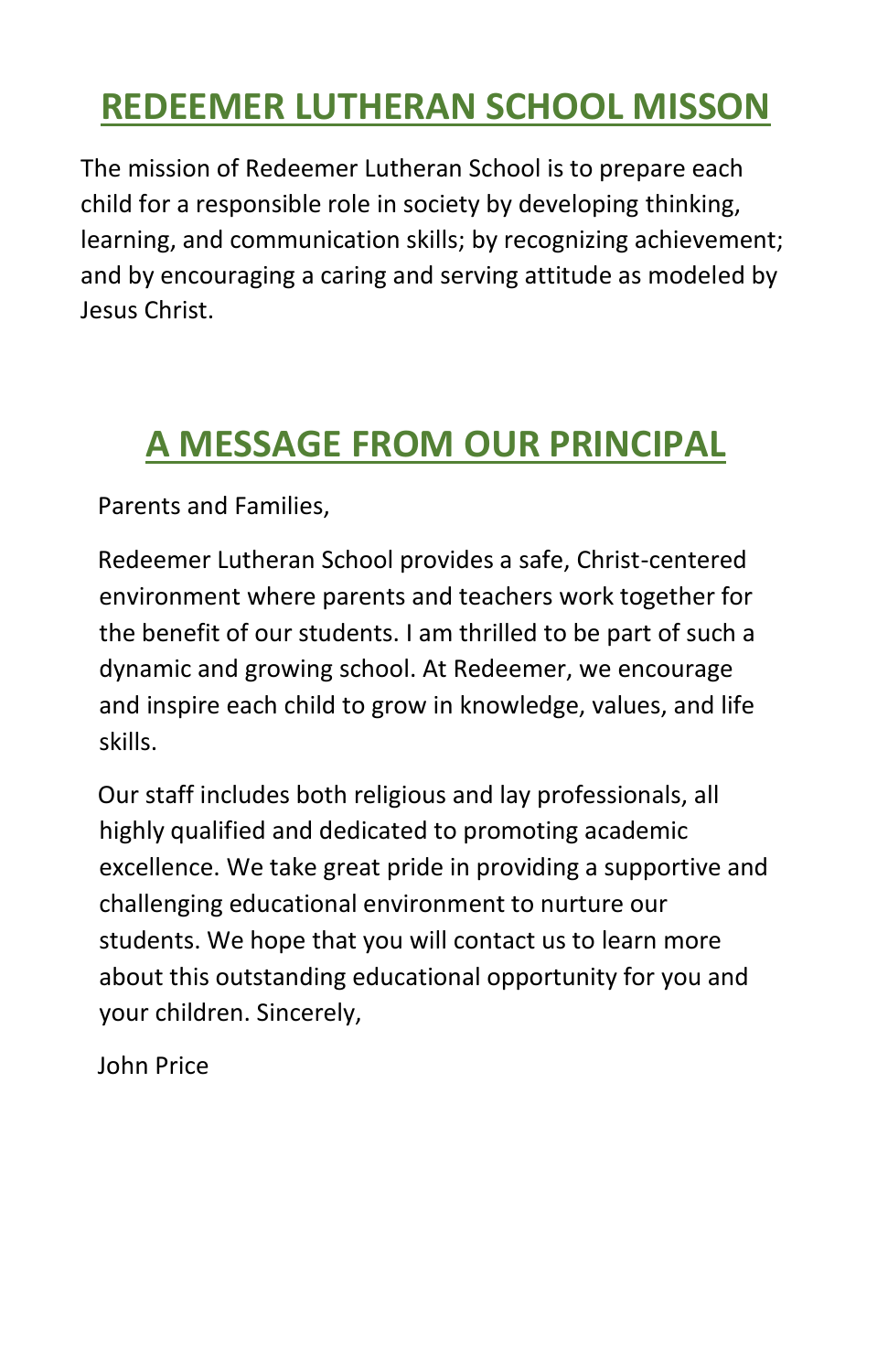# REDEEMER LUTHERAN SCHOOL MISSON

The mission of Redeemer Lutheran School is to prepare each child for a responsible role in society by developing thinking, learning, and communication skills; by recognizing achievement; and by encouraging a caring and serving attitude as modeled by Jesus Christ.

# A MESSAGE FROM OUR PRINCIPAL

Parents and Families,

Redeemer Lutheran School provides a safe, Christ-centered environment where parents and teachers work together for the benefit of our students. I am thrilled to be part of such a dynamic and growing school. At Redeemer, we encourage and inspire each child to grow in knowledge, values, and life skills.

Our staff includes both religious and lay professionals, all highly qualified and dedicated to promoting academic excellence. We take great pride in providing a supportive and challenging educational environment to nurture our students. We hope that you will contact us to learn more about this outstanding educational opportunity for you and your children. Sincerely,

John Price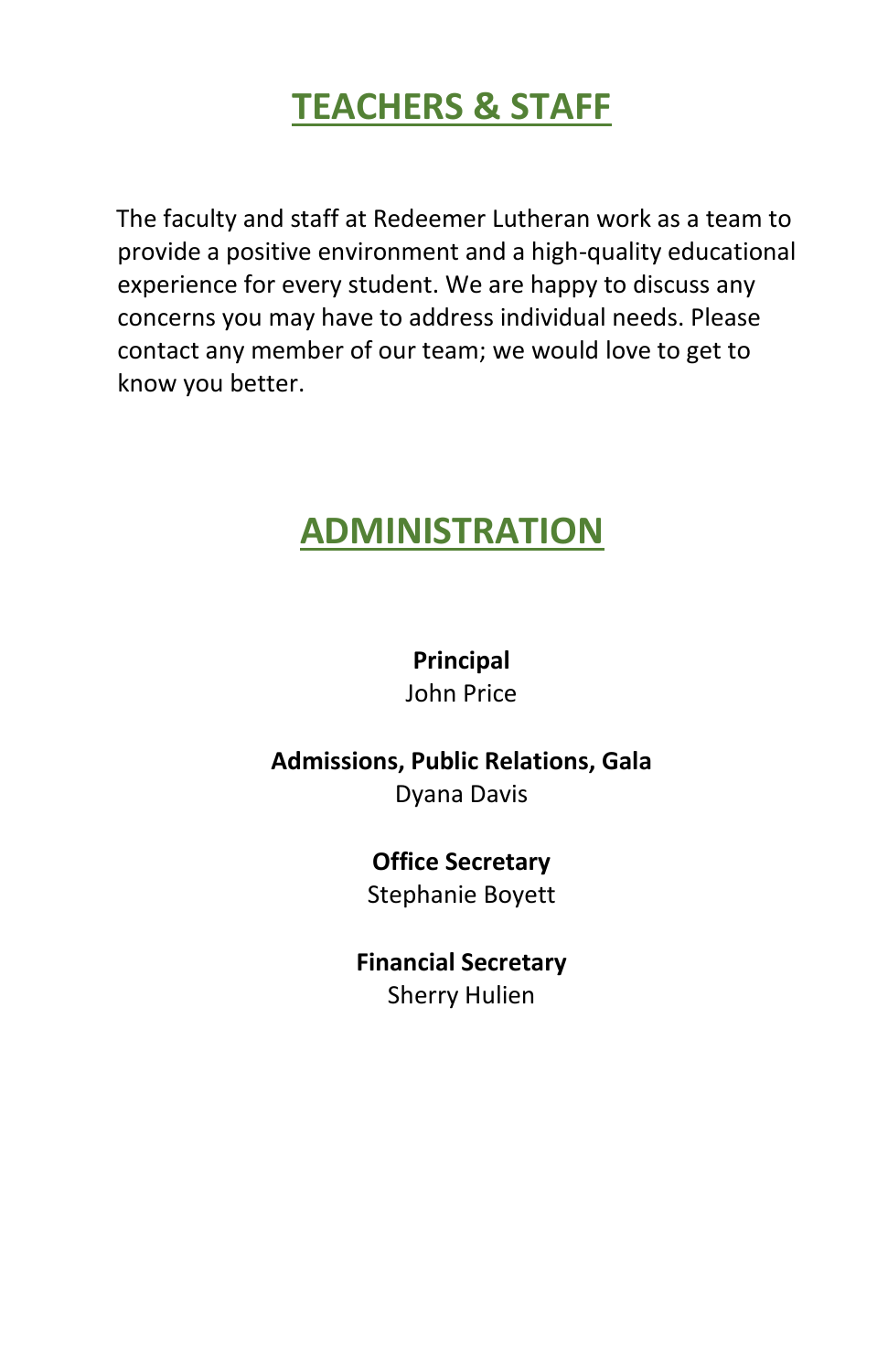# TEACHERS & STAFF

The faculty and staff at Redeemer Lutheran work as a team to provide a positive environment and a high-quality educational experience for every student. We are happy to discuss any concerns you may have to address individual needs. Please contact any member of our team; we would love to get to know you better.

# ADMINISTRATION

**Principal**
John Price

**Admissions, Public Relations, Gala**
Dyana Davis

**Office Secretary**
Stephanie Boyett

**Financial Secretary**
Sherry Hulien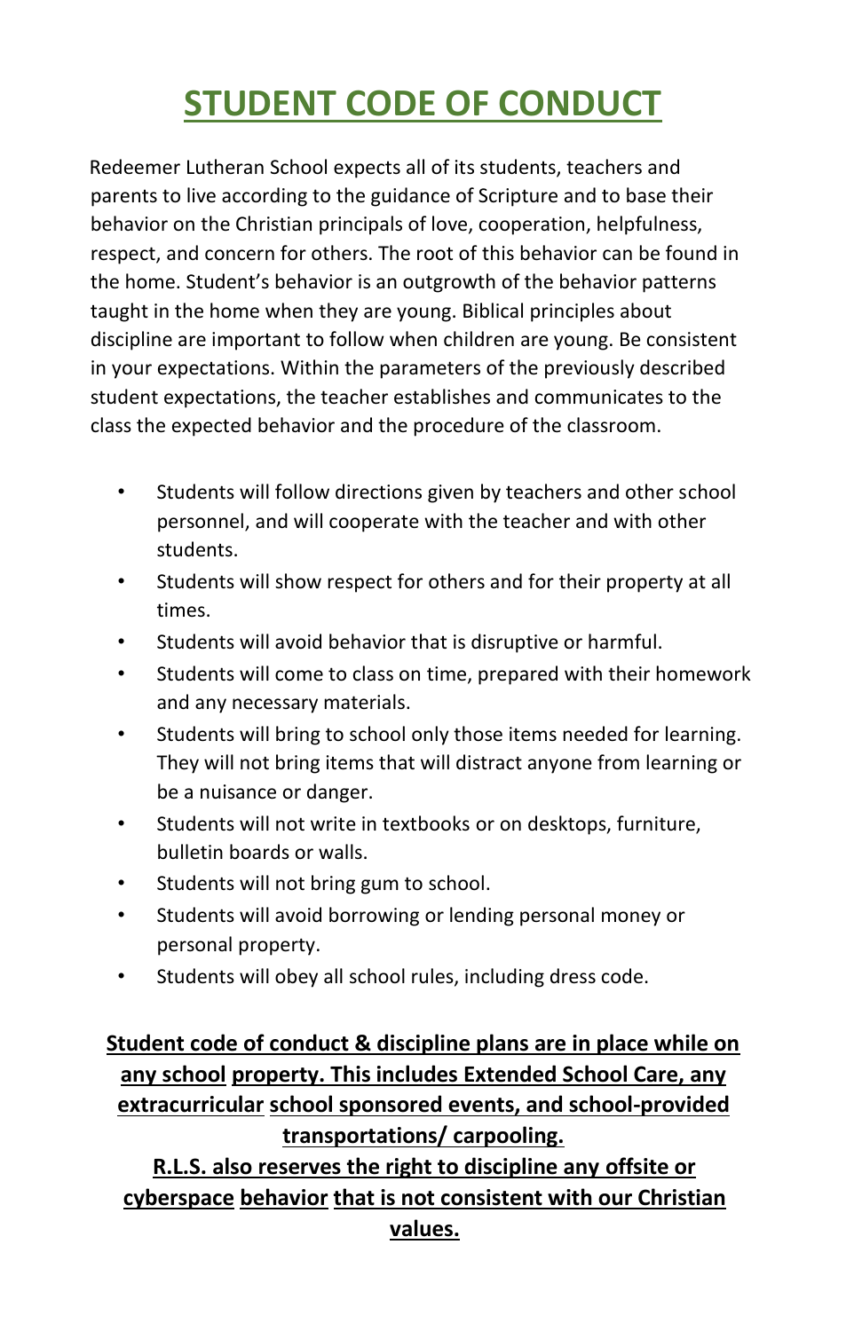# STUDENT CODE OF CONDUCT

Redeemer Lutheran School expects all of its students, teachers and parents to live according to the guidance of Scripture and to base their behavior on the Christian principals of love, cooperation, helpfulness, respect, and concern for others. The root of this behavior can be found in the home. Student's behavior is an outgrowth of the behavior patterns taught in the home when they are young. Biblical principles about discipline are important to follow when children are young. Be consistent in your expectations. Within the parameters of the previously described student expectations, the teacher establishes and communicates to the class the expected behavior and the procedure of the classroom.

- Students will follow directions given by teachers and other school personnel, and will cooperate with the teacher and with other students.
- Students will show respect for others and for their property at all times.
- Students will avoid behavior that is disruptive or harmful.
- Students will come to class on time, prepared with their homework and any necessary materials.
- Students will bring to school only those items needed for learning. They will not bring items that will distract anyone from learning or be a nuisance or danger.
- Students will not write in textbooks or on desktops, furniture, bulletin boards or walls.
- Students will not bring gum to school.
- Students will avoid borrowing or lending personal money or personal property.
- Students will obey all school rules, including dress code.

**Student code of conduct & discipline plans are in place while on any school property. This includes Extended School Care, any extracurricular school sponsored events, and school-provided transportations/ carpooling.**

**R.L.S. also reserves the right to discipline any offsite or cyberspace behavior that is not consistent with our Christian values.**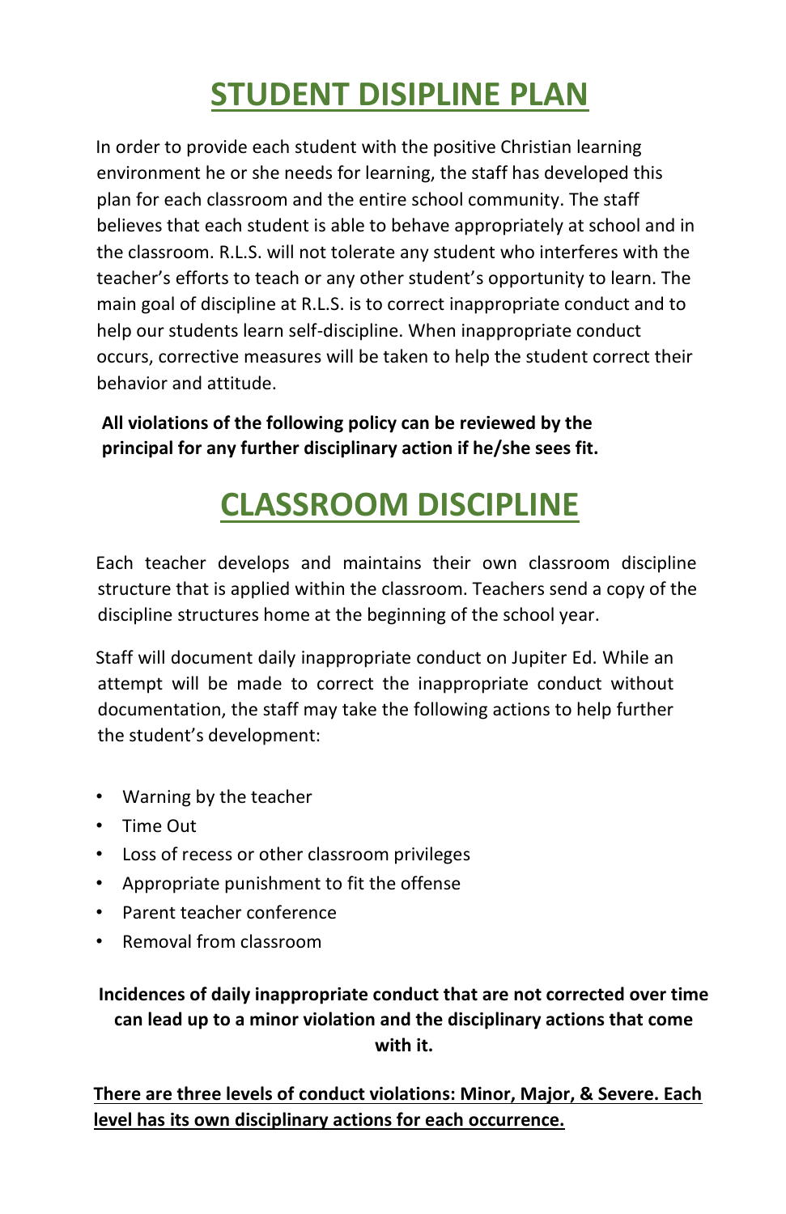# STUDENT DISIPLINE PLAN

In order to provide each student with the positive Christian learning environment he or she needs for learning, the staff has developed this plan for each classroom and the entire school community. The staff believes that each student is able to behave appropriately at school and in the classroom. R.L.S. will not tolerate any student who interferes with the teacher's efforts to teach or any other student's opportunity to learn. The main goal of discipline at R.L.S. is to correct inappropriate conduct and to help our students learn self-discipline. When inappropriate conduct occurs, corrective measures will be taken to help the student correct their behavior and attitude.

**All violations of the following policy can be reviewed by the principal for any further disciplinary action if he/she sees fit.**

# CLASSROOM DISCIPLINE

Each teacher develops and maintains their own classroom discipline structure that is applied within the classroom. Teachers send a copy of the discipline structures home at the beginning of the school year.

Staff will document daily inappropriate conduct on Jupiter Ed. While an attempt will be made to correct the inappropriate conduct without documentation, the staff may take the following actions to help further the student's development:

- Warning by the teacher
- Time Out
- Loss of recess or other classroom privileges
- Appropriate punishment to fit the offense
- Parent teacher conference
- Removal from classroom

**Incidences of daily inappropriate conduct that are not corrected over time can lead up to a minor violation and the disciplinary actions that come with it.**

**<u>There are three levels of conduct violations: Minor, Major, & Severe. Each level has its own disciplinary actions for each occurrence.</u>**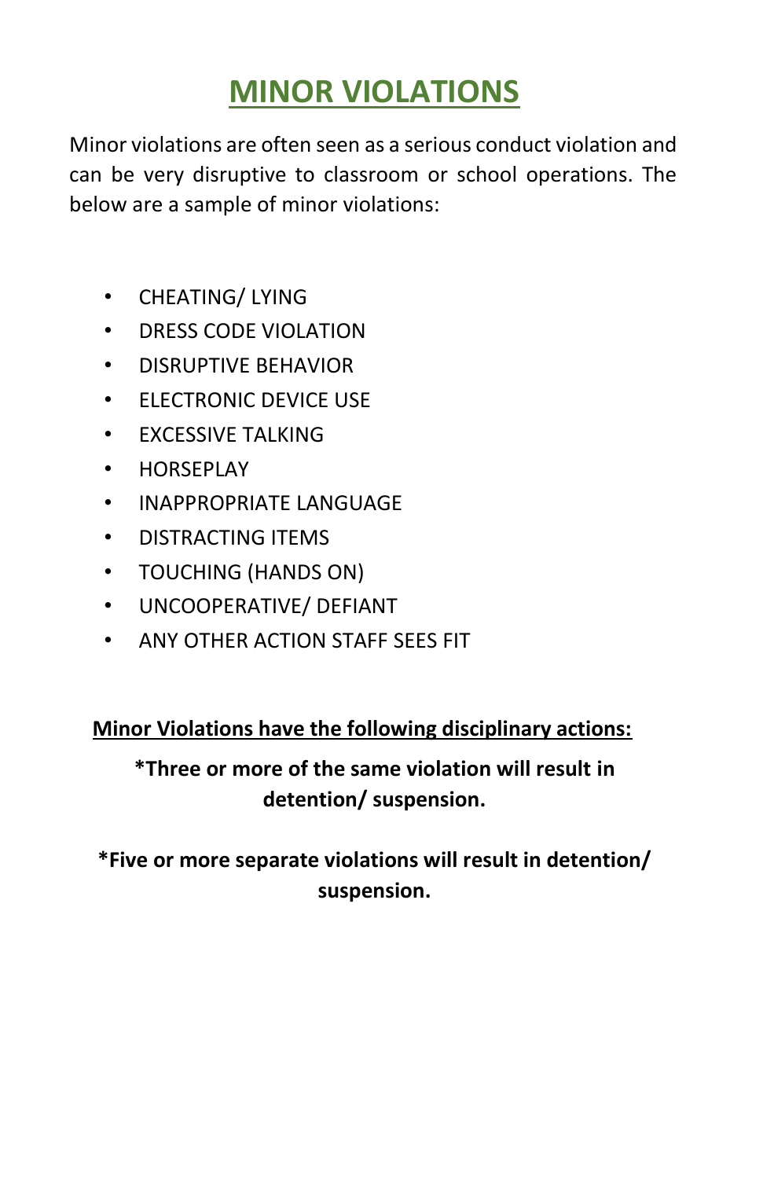# MINOR VIOLATIONS

Minor violations are often seen as a serious conduct violation and can be very disruptive to classroom or school operations. The below are a sample of minor violations:

- CHEATING/ LYING
- DRESS CODE VIOLATION
- DISRUPTIVE BEHAVIOR
- ELECTRONIC DEVICE USE
- EXCESSIVE TALKING
- HORSEPLAY
- INAPPROPRIATE LANGUAGE
- DISTRACTING ITEMS
- TOUCHING (HANDS ON)
- UNCOOPERATIVE/ DEFIANT
- ANY OTHER ACTION STAFF SEES FIT

**Minor Violations have the following disciplinary actions:**

**\*Three or more of the same violation will result in detention/ suspension.**

**\*Five or more separate violations will result in detention/ suspension.**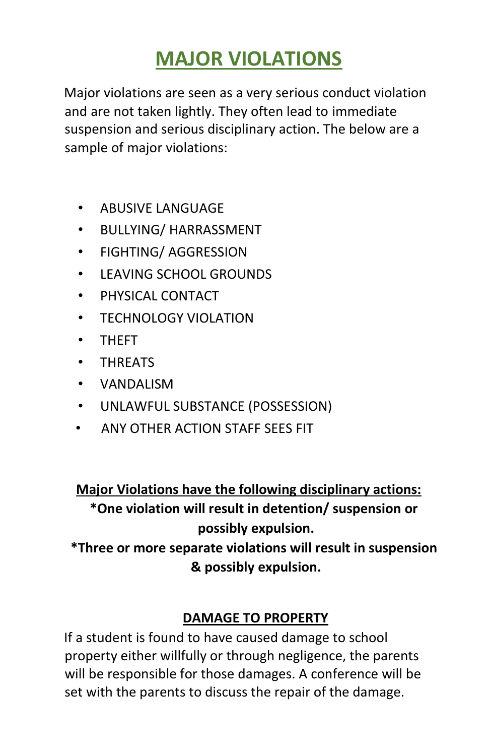# MAJOR VIOLATIONS

Major violations are seen as a very serious conduct violation and are not taken lightly. They often lead to immediate suspension and serious disciplinary action. The below are a sample of major violations:

- ABUSIVE LANGUAGE
- BULLYING/ HARRASSMENT
- FIGHTING/ AGGRESSION
- LEAVING SCHOOL GROUNDS
- PHYSICAL CONTACT
- TECHNOLOGY VIOLATION
- THEFT
- THREATS
- VANDALISM
- UNLAWFUL SUBSTANCE (POSSESSION)
- ANY OTHER ACTION STAFF SEES FIT

**Major Violations have the following disciplinary actions:**

**\*One violation will result in detention/ suspension or possibly expulsion.**

**\*Three or more separate violations will result in suspension & possibly expulsion.**

## DAMAGE TO PROPERTY

If a student is found to have caused damage to school property either willfully or through negligence, the parents will be responsible for those damages. A conference will be set with the parents to discuss the repair of the damage.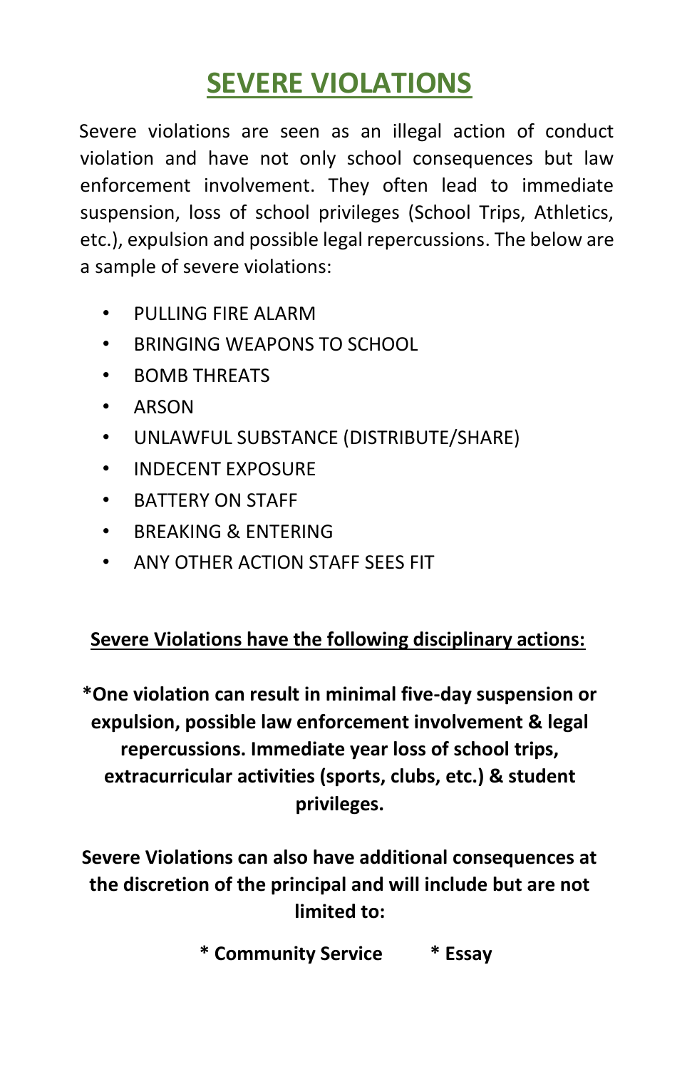# SEVERE VIOLATIONS

Severe violations are seen as an illegal action of conduct violation and have not only school consequences but law enforcement involvement. They often lead to immediate suspension, loss of school privileges (School Trips, Athletics, etc.), expulsion and possible legal repercussions. The below are a sample of severe violations:

- PULLING FIRE ALARM
- BRINGING WEAPONS TO SCHOOL
- BOMB THREATS
- ARSON
- UNLAWFUL SUBSTANCE (DISTRIBUTE/SHARE)
- INDECENT EXPOSURE
- BATTERY ON STAFF
- BREAKING & ENTERING
- ANY OTHER ACTION STAFF SEES FIT

**Severe Violations have the following disciplinary actions:**

***One violation can result in minimal five-day suspension or expulsion, possible law enforcement involvement & legal repercussions. Immediate year loss of school trips, extracurricular activities (sports, clubs, etc.) & student privileges.**

**Severe Violations can also have additional consequences at the discretion of the principal and will include but are not limited to:**

**\* Community Service** **\* Essay**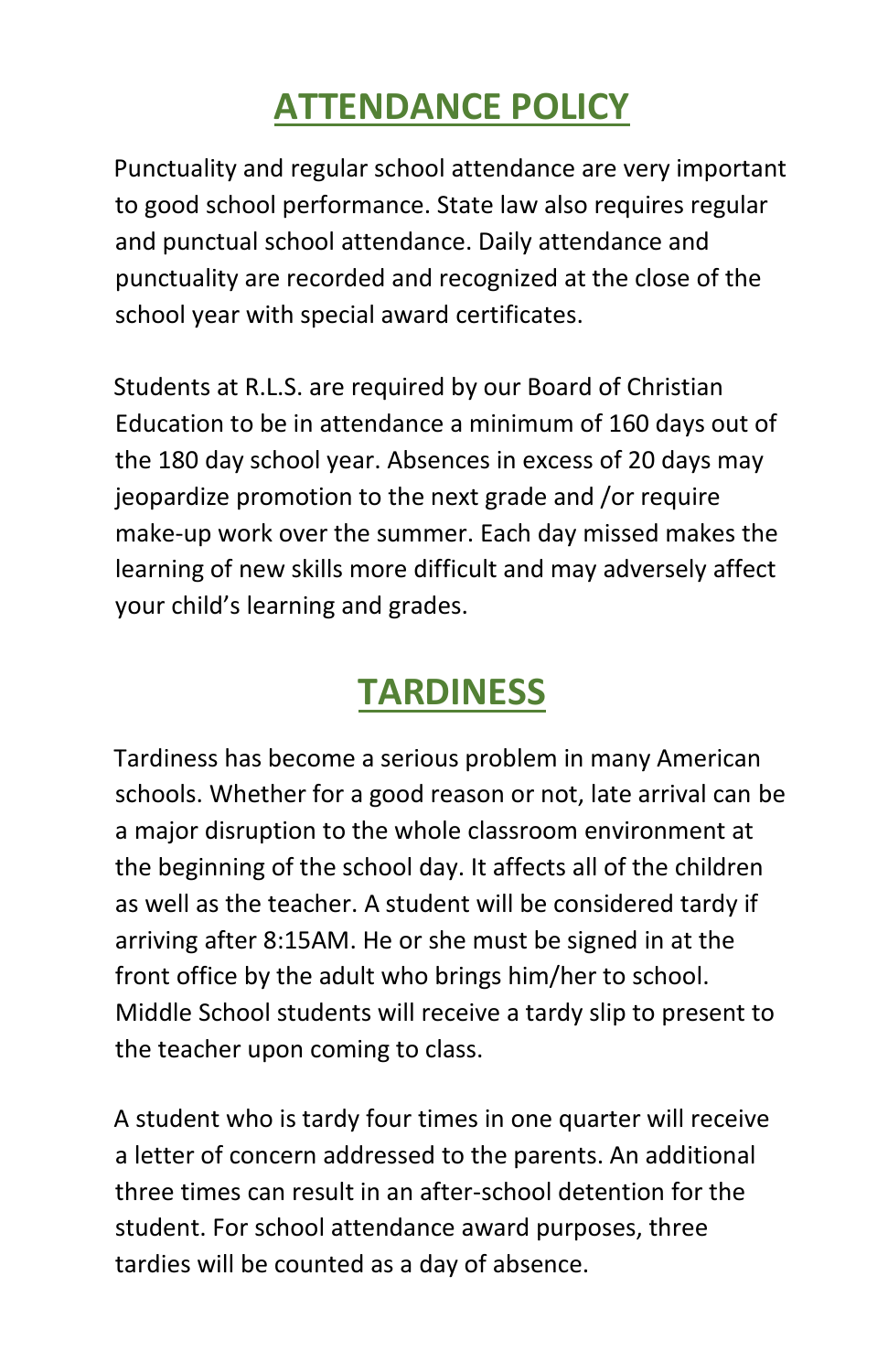# ATTENDANCE POLICY

Punctuality and regular school attendance are very important to good school performance. State law also requires regular and punctual school attendance. Daily attendance and punctuality are recorded and recognized at the close of the school year with special award certificates.

Students at R.L.S. are required by our Board of Christian Education to be in attendance a minimum of 160 days out of the 180 day school year. Absences in excess of 20 days may jeopardize promotion to the next grade and /or require make-up work over the summer. Each day missed makes the learning of new skills more difficult and may adversely affect your child's learning and grades.

# TARDINESS

Tardiness has become a serious problem in many American schools. Whether for a good reason or not, late arrival can be a major disruption to the whole classroom environment at the beginning of the school day. It affects all of the children as well as the teacher. A student will be considered tardy if arriving after 8:15AM. He or she must be signed in at the front office by the adult who brings him/her to school. Middle School students will receive a tardy slip to present to the teacher upon coming to class.

A student who is tardy four times in one quarter will receive a letter of concern addressed to the parents. An additional three times can result in an after-school detention for the student. For school attendance award purposes, three tardies will be counted as a day of absence.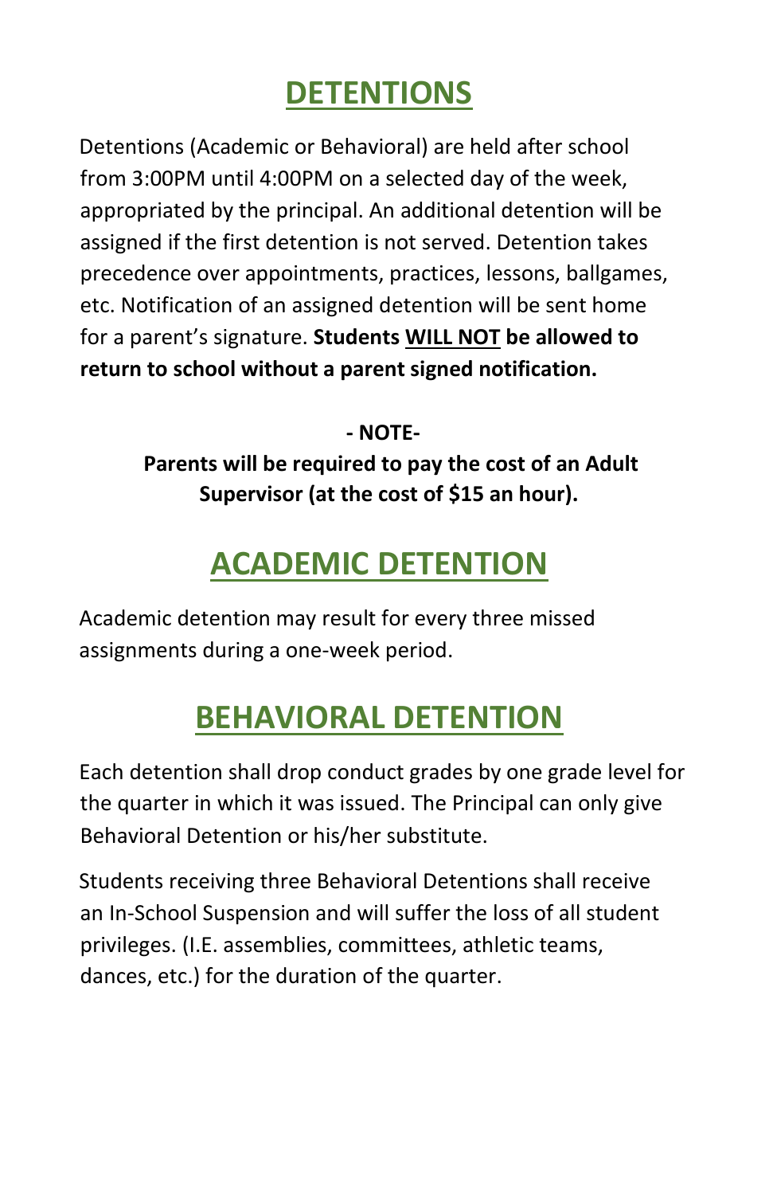# DETENTIONS

Detentions (Academic or Behavioral) are held after school from 3:00PM until 4:00PM on a selected day of the week, appropriated by the principal. An additional detention will be assigned if the first detention is not served. Detention takes precedence over appointments, practices, lessons, ballgames, etc. Notification of an assigned detention will be sent home for a parent's signature. **Students <u>WILL NOT</u> be allowed to return to school without a parent signed notification.**

**- NOTE-**

**Parents will be required to pay the cost of an Adult Supervisor (at the cost of $15 an hour).**

# ACADEMIC DETENTION

Academic detention may result for every three missed assignments during a one-week period.

# BEHAVIORAL DETENTION

Each detention shall drop conduct grades by one grade level for the quarter in which it was issued. The Principal can only give Behavioral Detention or his/her substitute.

Students receiving three Behavioral Detentions shall receive an In-School Suspension and will suffer the loss of all student privileges. (I.E. assemblies, committees, athletic teams, dances, etc.) for the duration of the quarter.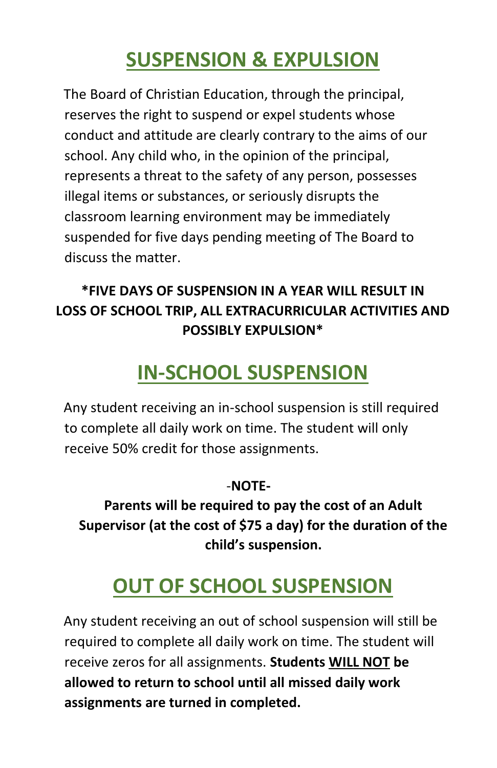# SUSPENSION & EXPULSION

The Board of Christian Education, through the principal, reserves the right to suspend or expel students whose conduct and attitude are clearly contrary to the aims of our school. Any child who, in the opinion of the principal, represents a threat to the safety of any person, possesses illegal items or substances, or seriously disrupts the classroom learning environment may be immediately suspended for five days pending meeting of The Board to discuss the matter.

**\*FIVE DAYS OF SUSPENSION IN A YEAR WILL RESULT IN LOSS OF SCHOOL TRIP, ALL EXTRACURRICULAR ACTIVITIES AND POSSIBLY EXPULSION\***

# IN-SCHOOL SUSPENSION

Any student receiving an in-school suspension is still required to complete all daily work on time. The student will only receive 50% credit for those assignments.

-**NOTE-**

**Parents will be required to pay the cost of an Adult Supervisor (at the cost of $75 a day) for the duration of the child's suspension.**

# OUT OF SCHOOL SUSPENSION

Any student receiving an out of school suspension will still be required to complete all daily work on time. The student will receive zeros for all assignments. **Students WILL NOT be allowed to return to school until all missed daily work assignments are turned in completed.**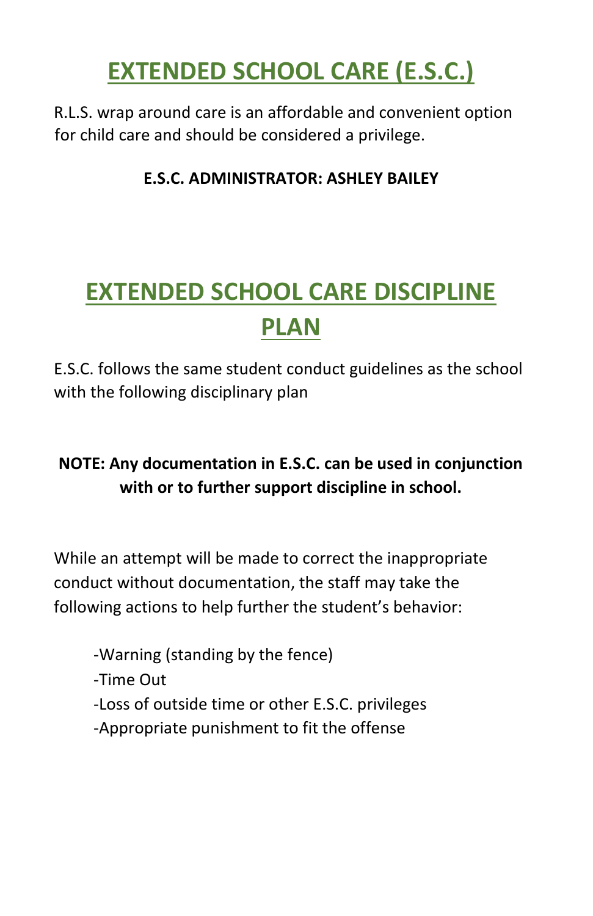# EXTENDED SCHOOL CARE (E.S.C.)

R.L.S. wrap around care is an affordable and convenient option for child care and should be considered a privilege.

**E.S.C. ADMINISTRATOR: ASHLEY BAILEY**

# EXTENDED SCHOOL CARE DISCIPLINE PLAN

E.S.C. follows the same student conduct guidelines as the school with the following disciplinary plan

**NOTE: Any documentation in E.S.C. can be used in conjunction with or to further support discipline in school.**

While an attempt will be made to correct the inappropriate conduct without documentation, the staff may take the following actions to help further the student's behavior:

- -Warning (standing by the fence)
- -Time Out
- -Loss of outside time or other E.S.C. privileges
- -Appropriate punishment to fit the offense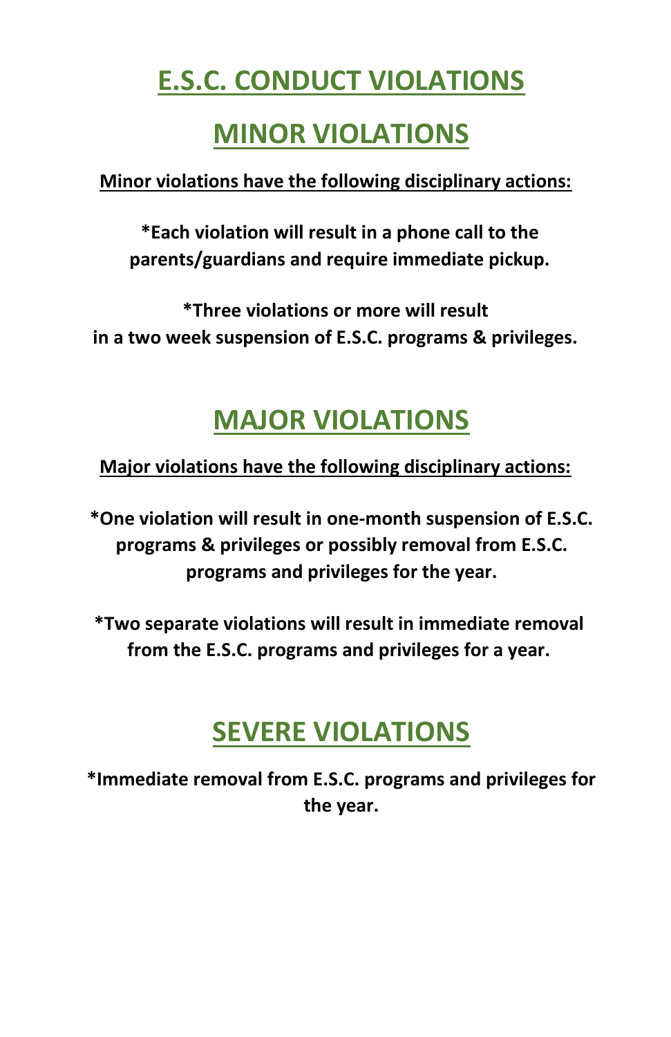# E.S.C. CONDUCT VIOLATIONS

## MINOR VIOLATIONS

**Minor violations have the following disciplinary actions:**

***Each violation will result in a phone call to the parents/guardians and require immediate pickup.**

***Three violations or more will result in a two week suspension of E.S.C. programs & privileges.**

## MAJOR VIOLATIONS

**Major violations have the following disciplinary actions:**

***One violation will result in one-month suspension of E.S.C. programs & privileges or possibly removal from E.S.C. programs and privileges for the year.**

***Two separate violations will result in immediate removal from the E.S.C. programs and privileges for a year.**

## SEVERE VIOLATIONS

***Immediate removal from E.S.C. programs and privileges for the year.**